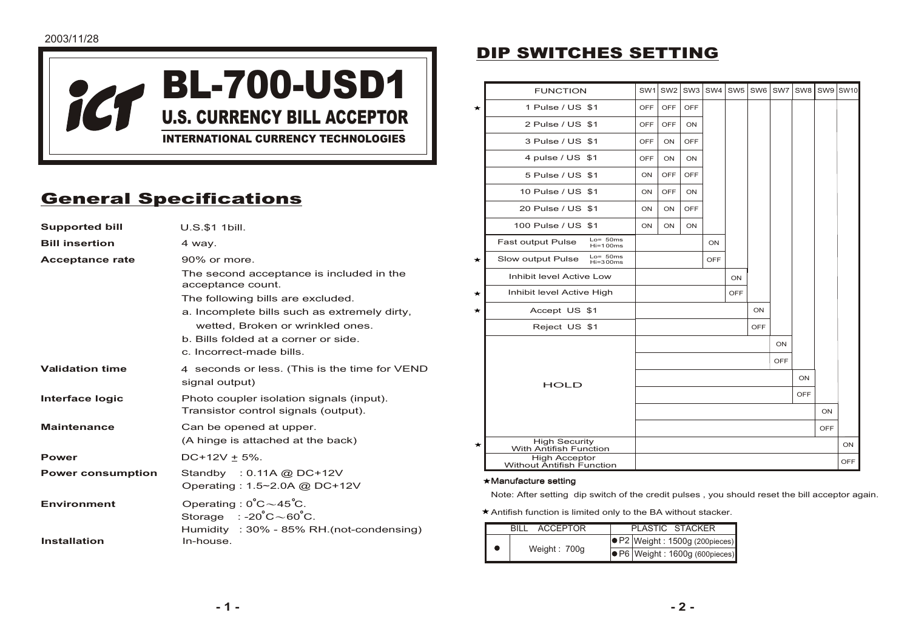2003/11/28

# BL-700-USD1

## U.S. CURRENCY BILL ACCEPTOR

INTERNATIONAL CURRENCY TECHNOLOGIES

## General Specifications

**Supported bill** U.S.$1 1bill.

**Bill insertion** 4 way.

**Acceptance rate** 90% or more.
The second acceptance is included in the acceptance count.
The following bills are excluded.
a. Incomplete bills such as extremely dirty, wetted, Broken or wrinkled ones.
b. Bills folded at a corner or side.
c. Incorrect-made bills.

**Validation time** 4 seconds or less. (This is the time for VEND signal output)

**Interface logic** Photo coupler isolation signals (input).
Transistor control signals (output).

**Maintenance** Can be opened at upper.
(A hinge is attached at the back)

**Power** DC+12V ± 5%.

**Power consumption** Standby : 0.11A @ DC+12V
Operating : 1.5~2.0A @ DC+12V

**Environment** Operating : 0˚C～45˚C.
Storage : -20˚C～60˚C.
Humidity : 30% - 85% RH.(not-condensing)

**Installation** In-house.

## DIP SWITCHES SETTING

| | FUNCTION | SW1 | SW2 | SW3 | SW4 | SW5 | SW6 | SW7 | SW8 | SW9 | SW10 |
|---|---|---|---|---|---|---|---|---|---|---|---|
| ★ | 1 Pulse / US $1 | OFF | OFF | OFF | | | | | | | |
| | 2 Pulse / US $1 | OFF | OFF | ON | | | | | | | |
| | 3 Pulse / US $1 | OFF | ON | OFF | | | | | | | |
| | 4 pulse / US $1 | OFF | ON | ON | | | | | | | |
| | 5 Pulse / US $1 | ON | OFF | OFF | | | | | | | |
| | 10 Pulse / US $1 | ON | OFF | ON | | | | | | | |
| | 20 Pulse / US $1 | ON | ON | OFF | | | | | | | |
| | 100 Pulse / US $1 | ON | ON | ON | | | | | | | |
| | Fast output Pulse (Lo= 50ms Hi=100ms) | | | | ON | | | | | | |
| ★ | Slow output Pulse (Lo= 50ms Hi=300ms) | | | | OFF | | | | | | |
| | Inhibit level Active Low | | | | | ON | | | | | |
| ★ | Inhibit level Active High | | | | | OFF | | | | | |
| ★ | Accept US $1 | | | | | | ON | | | | |
| | Reject US $1 | | | | | | OFF | | | | |
| | HOLD | | | | | | | ON | | | |
| | HOLD | | | | | | | OFF | | | |
| | HOLD | | | | | | | | ON | | |
| | HOLD | | | | | | | | OFF | | |
| | HOLD | | | | | | | | | ON | |
| | HOLD | | | | | | | | | OFF | |
| ★ | High Security With Antifish Function | | | | | | | | | | ON |
| | High Acceptor Without Antifish Function | | | | | | | | | | OFF |

★Manufacture setting

Note: After setting dip switch of the credit pulses , you should reset the bill acceptor again.

★Antifish function is limited only to the BA without stacker.

| BILL ACCEPTOR | | PLASTIC STACKER | |
|---|---|---|---|
| ● | Weight : 700g | ● P2 | Weight : 1500g (200pieces) |
| | | ● P6 | Weight : 1600g (600pieces) |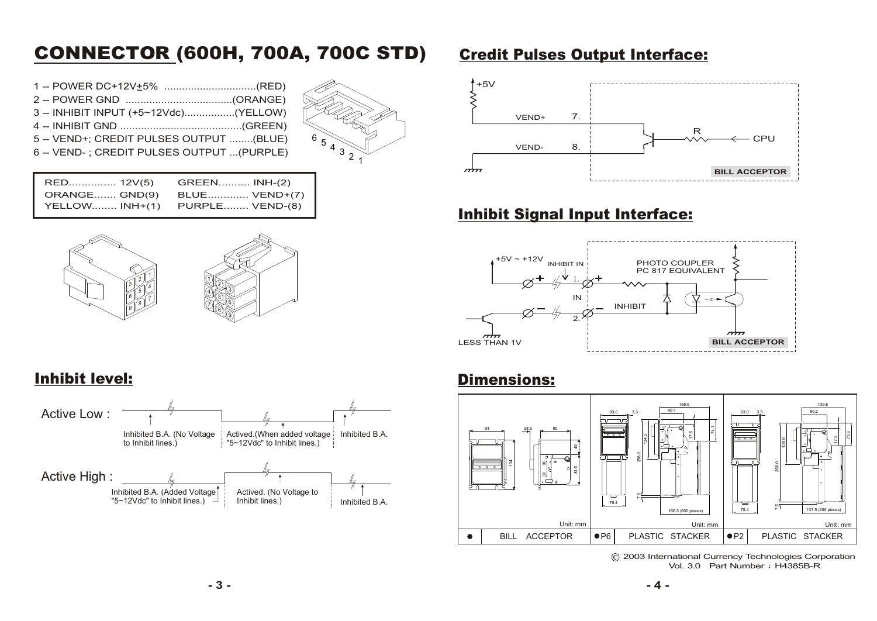# CONNECTOR (600H, 700A, 700C STD)

1 -- POWER DC+12V±5% ...............................(RED)
2 -- POWER GND ...................................(ORANGE)
3 -- INHIBIT INPUT (+5~12Vdc).................(YELLOW)
4 -- INHIBIT GND .........................................(GREEN)
5 -- VEND+; CREDIT PULSES OUTPUT ........(BLUE)
6 -- VEND- ; CREDIT PULSES OUTPUT ...(PURPLE)

6 5 4 3 2 1

| | |
|---|---|
| RED............... 12V(5) | GREEN.......... INH-(2) |
| ORANGE....... GND(9) | BLUE............ VEND+(7) |
| YELLOW........ INH+(1) | PURPLE........ VEND-(8) |

## Inhibit level:

Active Low :
Inhibited B.A. (No Voltage to Inhibit lines.)
Actived.(When added voltage "5~12Vdc" to Inhibit lines.)
Inhibited B.A.

Active High :
Inhibited B.A. (Added Voltage "5~12Vdc" to Inhibit lines.)
Actived. (No Voltage to Inhibit lines.)
Inhibited B.A.

## Credit Pulses Output Interface:

+5V
VEND+ 7.
VEND- 8.
R
CPU
BILL ACCEPTOR

## Inhibit Signal Input Interface:

+5V ~ +12V
INHIBIT IN
1.
IN
2.
INHIBIT
PHOTO COUPLER
PC 817 EQUIVALENT
LESS THAN 1V
BILL ACCEPTOR

## Dimensions:

Unit: mm
Unit: mm
Unit: mm

| | | | | | |
|---|---|---|---|---|---|
| ● | BILL ACCEPTOR | ●P6 | PLASTIC STACKER | ●P2 | PLASTIC STACKER |

© 2003 International Currency Technologies Corporation
Vol. 3.0 Part Number : H4385B-R